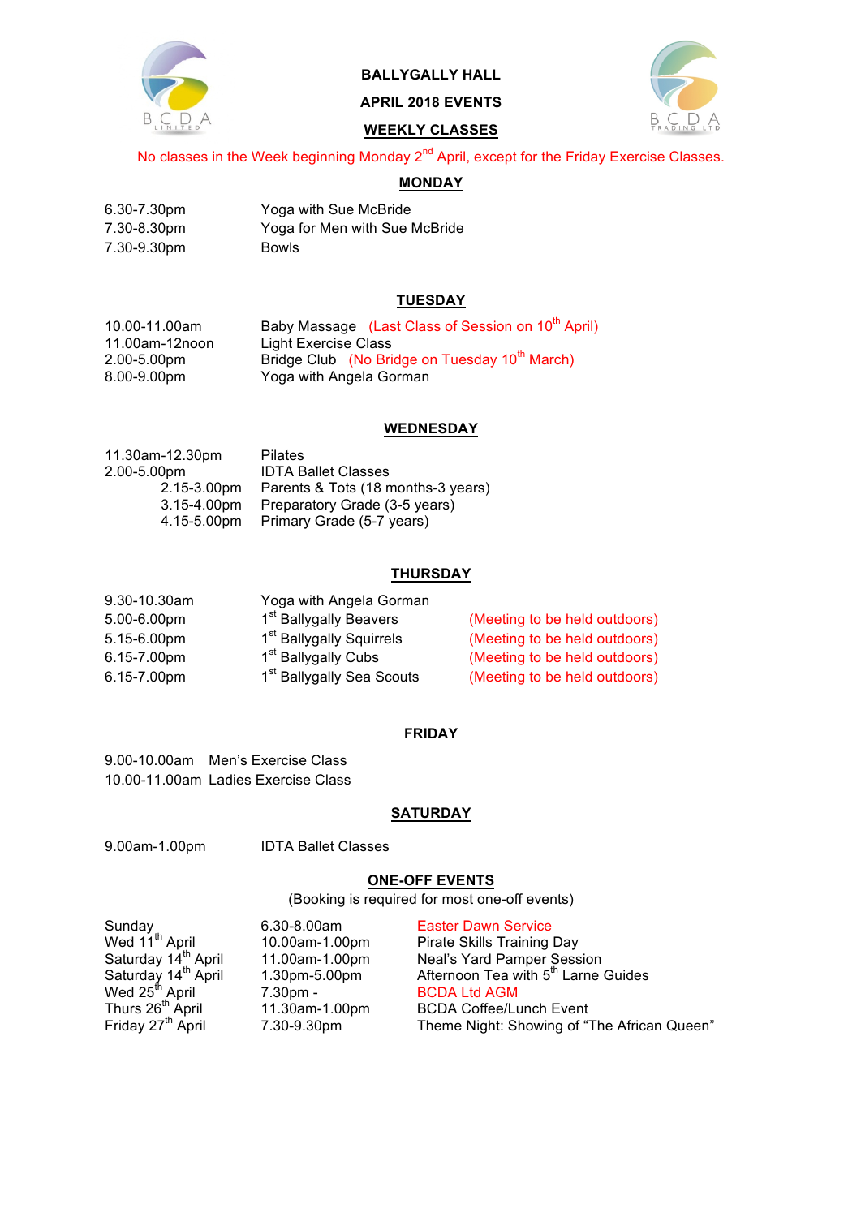# BALLYGALLY HALL

## APRIL 2018 EVENTS

## WEEKLY CLASSES

No classes in the Week beginning Monday 2nd April, except for the Friday Exercise Classes.

### MONDAY

| | |
|---|---|
| 6.30-7.30pm | Yoga with Sue McBride |
| 7.30-8.30pm | Yoga for Men with Sue McBride |
| 7.30-9.30pm | Bowls |

### TUESDAY

| | |
|---|---|
| 10.00-11.00am | Baby Massage (Last Class of Session on 10th April) |
| 11.00am-12noon | Light Exercise Class |
| 2.00-5.00pm | Bridge Club (No Bridge on Tuesday 10th March) |
| 8.00-9.00pm | Yoga with Angela Gorman |

### WEDNESDAY

| | |
|---|---|
| 11.30am-12.30pm | Pilates |
| 2.00-5.00pm | IDTA Ballet Classes |
| 2.15-3.00pm | Parents & Tots (18 months-3 years) |
| 3.15-4.00pm | Preparatory Grade (3-5 years) |
| 4.15-5.00pm | Primary Grade (5-7 years) |

### THURSDAY

| | | |
|---|---|---|
| 9.30-10.30am | Yoga with Angela Gorman | |
| 5.00-6.00pm | 1st Ballygally Beavers | (Meeting to be held outdoors) |
| 5.15-6.00pm | 1st Ballygally Squirrels | (Meeting to be held outdoors) |
| 6.15-7.00pm | 1st Ballygally Cubs | (Meeting to be held outdoors) |
| 6.15-7.00pm | 1st Ballygally Sea Scouts | (Meeting to be held outdoors) |

### FRIDAY

| | |
|---|---|
| 9.00-10.00am | Men's Exercise Class |
| 10.00-11.00am | Ladies Exercise Class |

### SATURDAY

| | |
|---|---|
| 9.00am-1.00pm | IDTA Ballet Classes |

### ONE-OFF EVENTS

(Booking is required for most one-off events)

| | | |
|---|---|---|
| Sunday | 6.30-8.00am | Easter Dawn Service |
| Wed 11th April | 10.00am-1.00pm | Pirate Skills Training Day |
| Saturday 14th April | 11.00am-1.00pm | Neal's Yard Pamper Session |
| Saturday 14th April | 1.30pm-5.00pm | Afternoon Tea with 5th Larne Guides |
| Wed 25th April | 7.30pm - | BCDA Ltd AGM |
| Thurs 26th April | 11.30am-1.00pm | BCDA Coffee/Lunch Event |
| Friday 27th April | 7.30-9.30pm | Theme Night: Showing of "The African Queen" |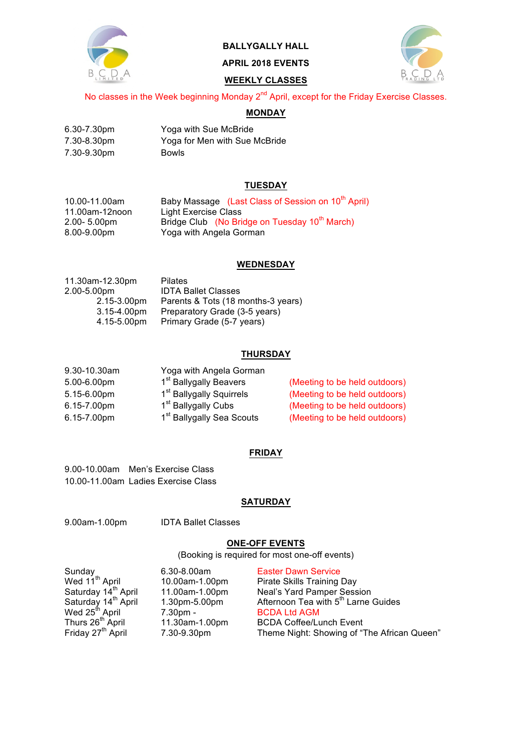# BALLYGALLY HALL

## APRIL 2018 EVENTS

## WEEKLY CLASSES

No classes in the Week beginning Monday 2nd April, except for the Friday Exercise Classes.

### MONDAY

| | |
|---|---|
| 6.30-7.30pm | Yoga with Sue McBride |
| 7.30-8.30pm | Yoga for Men with Sue McBride |
| 7.30-9.30pm | Bowls |

### TUESDAY

| | |
|---|---|
| 10.00-11.00am | Baby Massage (Last Class of Session on 10th April) |
| 11.00am-12noon | Light Exercise Class |
| 2.00- 5.00pm | Bridge Club (No Bridge on Tuesday 10th March) |
| 8.00-9.00pm | Yoga with Angela Gorman |

### WEDNESDAY

| | |
|---|---|
| 11.30am-12.30pm | Pilates |
| 2.00-5.00pm | IDTA Ballet Classes |
| 2.15-3.00pm | Parents & Tots (18 months-3 years) |
| 3.15-4.00pm | Preparatory Grade (3-5 years) |
| 4.15-5.00pm | Primary Grade (5-7 years) |

### THURSDAY

| | | |
|---|---|---|
| 9.30-10.30am | Yoga with Angela Gorman | |
| 5.00-6.00pm | 1st Ballygally Beavers | (Meeting to be held outdoors) |
| 5.15-6.00pm | 1st Ballygally Squirrels | (Meeting to be held outdoors) |
| 6.15-7.00pm | 1st Ballygally Cubs | (Meeting to be held outdoors) |
| 6.15-7.00pm | 1st Ballygally Sea Scouts | (Meeting to be held outdoors) |

### FRIDAY

| | |
|---|---|
| 9.00-10.00am | Men's Exercise Class |
| 10.00-11.00am | Ladies Exercise Class |

### SATURDAY

| | |
|---|---|
| 9.00am-1.00pm | IDTA Ballet Classes |

### ONE-OFF EVENTS

(Booking is required for most one-off events)

| | | |
|---|---|---|
| Sunday | 6.30-8.00am | Easter Dawn Service |
| Wed 11th April | 10.00am-1.00pm | Pirate Skills Training Day |
| Saturday 14th April | 11.00am-1.00pm | Neal's Yard Pamper Session |
| Saturday 14th April | 1.30pm-5.00pm | Afternoon Tea with 5th Larne Guides |
| Wed 25th April | 7.30pm - | BCDA Ltd AGM |
| Thurs 26th April | 11.30am-1.00pm | BCDA Coffee/Lunch Event |
| Friday 27th April | 7.30-9.30pm | Theme Night: Showing of "The African Queen" |